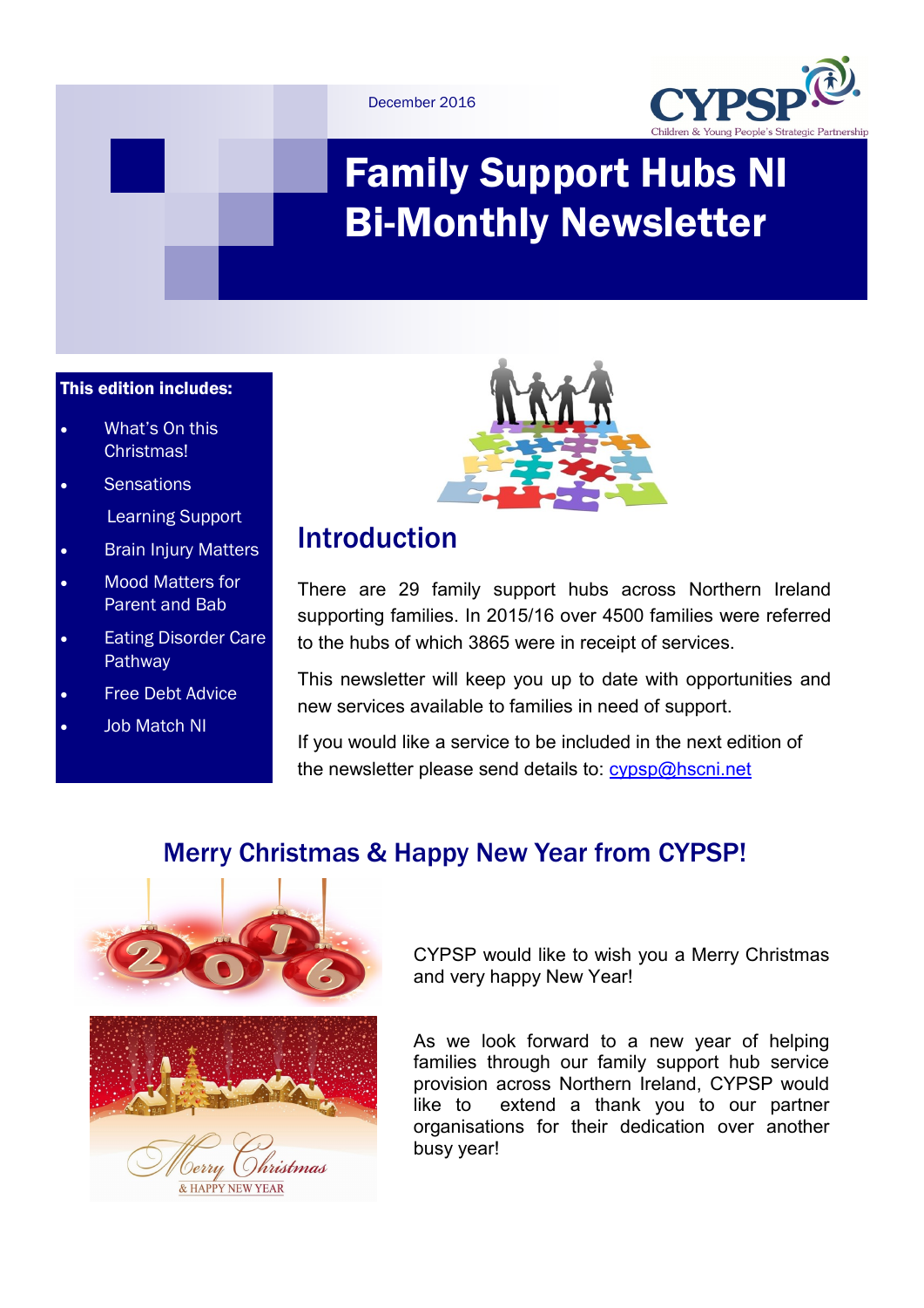December 2016

# Family Support Hubs NI Bi-Monthly Newsletter

**This edition includes:**

- What's On this Christmas!
- Sensations Learning Support
- Brain Injury Matters
- Mood Matters for Parent and Bab
- Eating Disorder Care Pathway
- Free Debt Advice
- Job Match NI

## Introduction

There are 29 family support hubs across Northern Ireland supporting families. In 2015/16 over 4500 families were referred to the hubs of which 3865 were in receipt of services.

This newsletter will keep you up to date with opportunities and new services available to families in need of support.

If you would like a service to be included in the next edition of the newsletter please send details to: cypsp@hscni.net

## Merry Christmas & Happy New Year from CYPSP!

CYPSP would like to wish you a Merry Christmas and very happy New Year!

As we look forward to a new year of helping families through our family support hub service provision across Northern Ireland, CYPSP would like to extend a thank you to our partner organisations for their dedication over another busy year!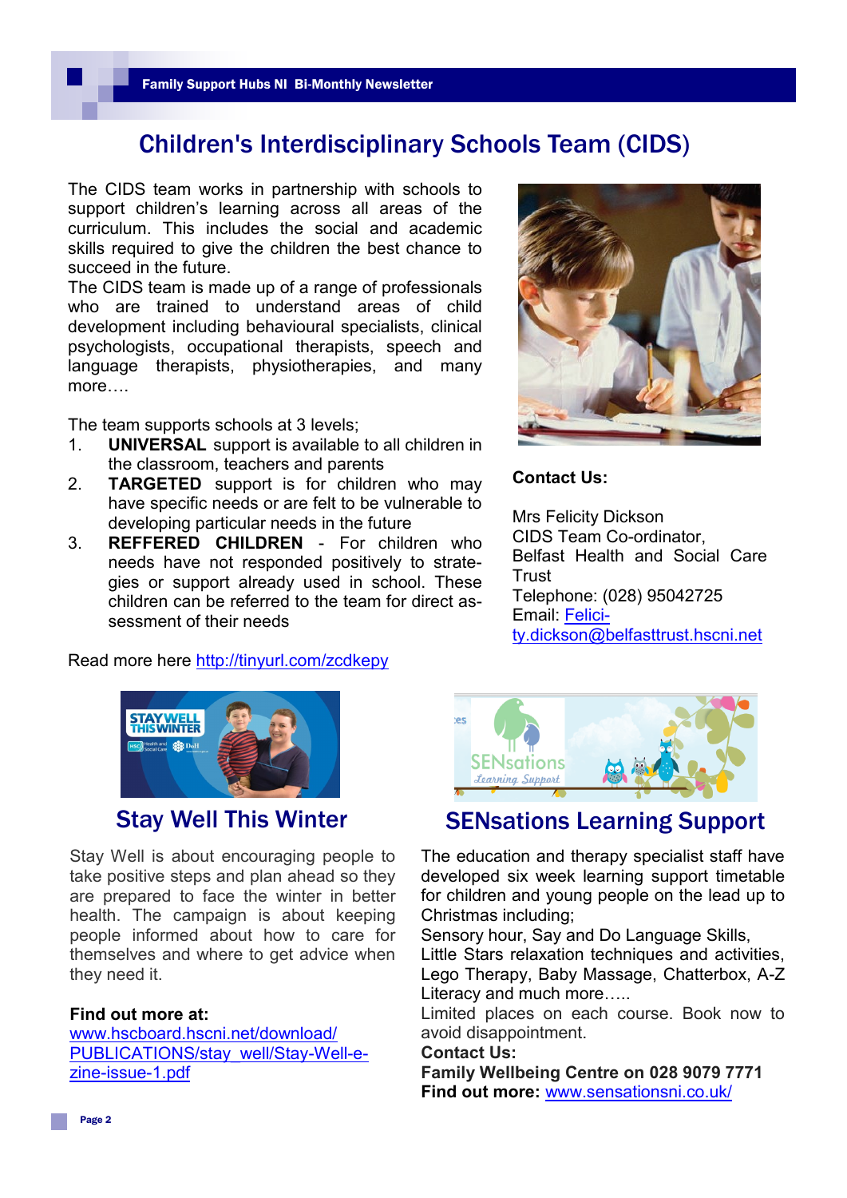# Children's Interdisciplinary Schools Team (CIDS)

The CIDS team works in partnership with schools to support children's learning across all areas of the curriculum. This includes the social and academic skills required to give the children the best chance to succeed in the future.

The CIDS team is made up of a range of professionals who are trained to understand areas of child development including behavioural specialists, clinical psychologists, occupational therapists, speech and language therapists, physiotherapies, and many more….

The team supports schools at 3 levels;

1. **UNIVERSAL** support is available to all children in the classroom, teachers and parents
2. **TARGETED** support is for children who may have specific needs or are felt to be vulnerable to developing particular needs in the future
3. **REFFERED CHILDREN** - For children who needs have not responded positively to strategies or support already used in school. These children can be referred to the team for direct assessment of their needs

Read more here http://tinyurl.com/zcdkepy

**Contact Us:**

Mrs Felicity Dickson
CIDS Team Co-ordinator,
Belfast Health and Social Care Trust
Telephone: (028) 95042725
Email: Felicity.dickson@belfasttrust.hscni.net

## Stay Well This Winter

Stay Well is about encouraging people to take positive steps and plan ahead so they are prepared to face the winter in better health. The campaign is about keeping people informed about how to care for themselves and where to get advice when they need it.

**Find out more at:**
www.hscboard.hscni.net/download/PUBLICATIONS/stay_well/Stay-Well-e-zine-issue-1.pdf

## SENsations Learning Support

The education and therapy specialist staff have developed six week learning support timetable for children and young people on the lead up to Christmas including;

Sensory hour, Say and Do Language Skills,
Little Stars relaxation techniques and activities, Lego Therapy, Baby Massage, Chatterbox, A-Z Literacy and much more…..

Limited places on each course. Book now to avoid disappointment.

**Contact Us:**
**Family Wellbeing Centre on 028 9079 7771**
**Find out more:** www.sensationsni.co.uk/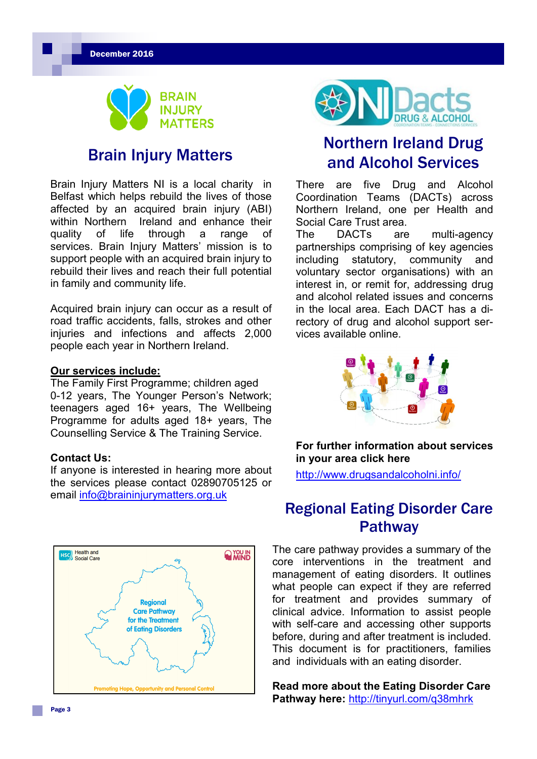## Brain Injury Matters

Brain Injury Matters NI is a local charity in Belfast which helps rebuild the lives of those affected by an acquired brain injury (ABI) within Northern Ireland and enhance their quality of life through a range of services. Brain Injury Matters' mission is to support people with an acquired brain injury to rebuild their lives and reach their full potential in family and community life.

Acquired brain injury can occur as a result of road traffic accidents, falls, strokes and other injuries and infections and affects 2,000 people each year in Northern Ireland.

**Our services include:**

The Family First Programme; children aged 0-12 years, The Younger Person's Network; teenagers aged 16+ years, The Wellbeing Programme for adults aged 18+ years, The Counselling Service & The Training Service.

**Contact Us:**

If anyone is interested in hearing more about the services please contact 02890705125 or email info@braininjurymatters.org.uk

## Northern Ireland Drug and Alcohol Services

There are five Drug and Alcohol Coordination Teams (DACTs) across Northern Ireland, one per Health and Social Care Trust area.

The DACTs are multi-agency partnerships comprising of key agencies including statutory, community and voluntary sector organisations) with an interest in, or remit for, addressing drug and alcohol related issues and concerns in the local area. Each DACT has a directory of drug and alcohol support services available online.

**For further information about services in your area click here**

http://www.drugsandalcoholni.info/

## Regional Eating Disorder Care Pathway

The care pathway provides a summary of the core interventions in the treatment and management of eating disorders. It outlines what people can expect if they are referred for treatment and provides summary of clinical advice. Information to assist people with self-care and accessing other supports before, during and after treatment is included. This document is for practitioners, families and individuals with an eating disorder.

**Read more about the Eating Disorder Care Pathway here:** http://tinyurl.com/q38mhrk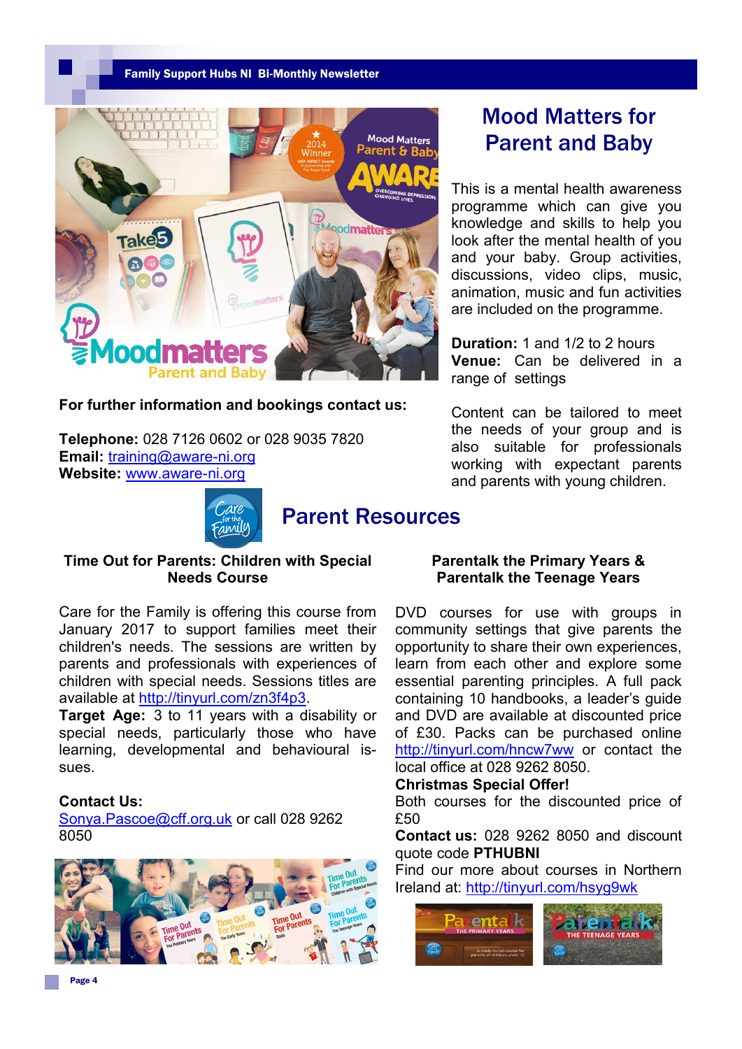## Mood Matters for Parent and Baby

This is a mental health awareness programme which can give you knowledge and skills to help you look after the mental health of you and your baby. Group activities, discussions, video clips, music, animation, music and fun activities are included on the programme.

**Duration:** 1 and 1/2 to 2 hours
**Venue:** Can be delivered in a range of settings

Content can be tailored to meet the needs of your group and is also suitable for professionals working with expectant parents and parents with young children.

**For further information and bookings contact us:**

**Telephone:** 028 7126 0602 or 028 9035 7820
**Email:** training@aware-ni.org
**Website:** www.aware-ni.org

## Parent Resources

### Time Out for Parents: Children with Special Needs Course

Care for the Family is offering this course from January 2017 to support families meet their children's needs. The sessions are written by parents and professionals with experiences of children with special needs. Sessions titles are available at http://tinyurl.com/zn3f4p3.

**Target Age:** 3 to 11 years with a disability or special needs, particularly those who have learning, developmental and behavioural issues.

**Contact Us:**
Sonya.Pascoe@cff.org.uk or call 028 9262 8050

### Parentalk the Primary Years & Parentalk the Teenage Years

DVD courses for use with groups in community settings that give parents the opportunity to share their own experiences, learn from each other and explore some essential parenting principles. A full pack containing 10 handbooks, a leader's guide and DVD are available at discounted price of £30. Packs can be purchased online http://tinyurl.com/hncw7ww or contact the local office at 028 9262 8050.

**Christmas Special Offer!**
Both courses for the discounted price of £50

**Contact us:** 028 9262 8050 and discount quote code **PTHUBNI**

Find our more about courses in Northern Ireland at: http://tinyurl.com/hsyg9wk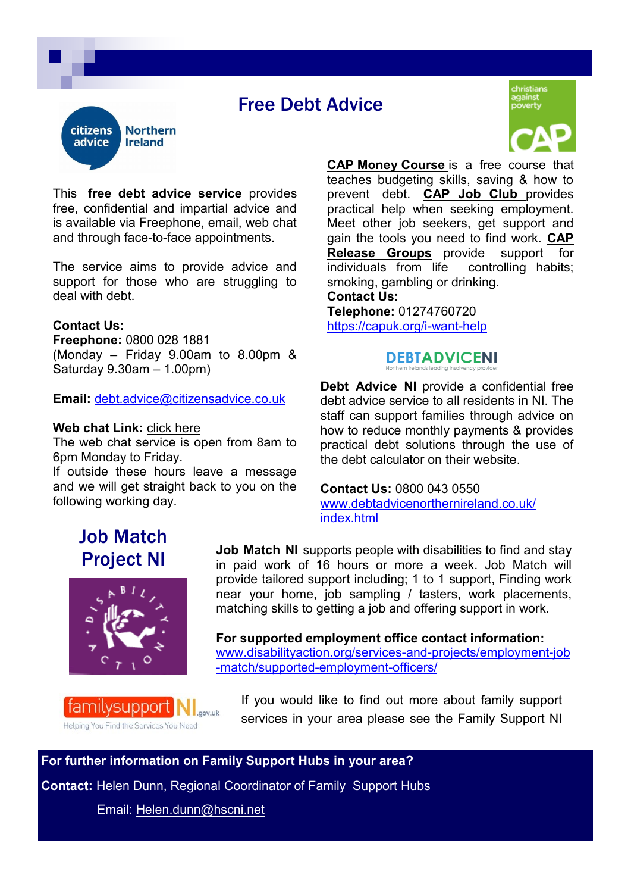# Free Debt Advice

citizens advice Northern Ireland

This **free debt advice service** provides free, confidential and impartial advice and is available via Freephone, email, web chat and through face-to-face appointments.

The service aims to provide advice and support for those who are struggling to deal with debt.

**Contact Us:**
**Freephone:** 0800 028 1881
(Monday – Friday 9.00am to 8.00pm & Saturday 9.30am – 1.00pm)

**Email:** debt.advice@citizensadvice.co.uk

**Web chat Link:** click here
The web chat service is open from 8am to 6pm Monday to Friday.
If outside these hours leave a message and we will get straight back to you on the following working day.

christians against poverty CAP

**CAP Money Course** is a free course that teaches budgeting skills, saving & how to prevent debt. **CAP Job Club** provides practical help when seeking employment. Meet other job seekers, get support and gain the tools you need to find work. **CAP Release Groups** provide support for individuals from life controlling habits; smoking, gambling or drinking.
**Contact Us:**
**Telephone:** 01274760720
https://capuk.org/i-want-help

DEBTADVICENI
Northern Irelands leading insolvency provider

**Debt Advice NI** provide a confidential free debt advice service to all residents in NI. The staff can support families through advice on how to reduce monthly payments & provides practical debt solutions through the use of the debt calculator on their website.

**Contact Us:** 0800 043 0550
www.debtadvicenorthernireland.co.uk/index.html

## Job Match Project NI

**Job Match NI** supports people with disabilities to find and stay in paid work of 16 hours or more a week. Job Match will provide tailored support including; 1 to 1 support, Finding work near your home, job sampling / tasters, work placements, matching skills to getting a job and offering support in work.

**For supported employment office contact information:**
www.disabilityaction.org/services-and-projects/employment-job-match/supported-employment-officers/

familysupport NI.gov.uk
Helping You Find the Services You Need

If you would like to find out more about family support services in your area please see the Family Support NI

**For further information on Family Support Hubs in your area?**

**Contact:** Helen Dunn, Regional Coordinator of Family Support Hubs

Email: Helen.dunn@hscni.net